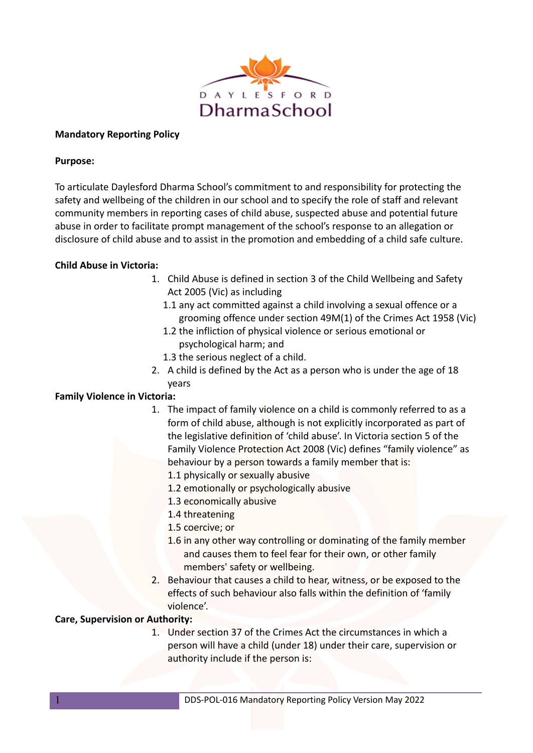**Mandatory Reporting Policy**

**Purpose:**

To articulate Daylesford Dharma School's commitment to and responsibility for protecting the safety and wellbeing of the children in our school and to specify the role of staff and relevant community members in reporting cases of child abuse, suspected abuse and potential future abuse in order to facilitate prompt management of the school's response to an allegation or disclosure of child abuse and to assist in the promotion and embedding of a child safe culture.

**Child Abuse in Victoria:**

1. Child Abuse is defined in section 3 of the Child Wellbeing and Safety Act 2005 (Vic) as including
   1.1 any act committed against a child involving a sexual offence or a grooming offence under section 49M(1) of the Crimes Act 1958 (Vic)
   1.2 the infliction of physical violence or serious emotional or psychological harm; and
   1.3 the serious neglect of a child.
2. A child is defined by the Act as a person who is under the age of 18 years

**Family Violence in Victoria:**

1. The impact of family violence on a child is commonly referred to as a form of child abuse, although is not explicitly incorporated as part of the legislative definition of 'child abuse'. In Victoria section 5 of the Family Violence Protection Act 2008 (Vic) defines "family violence" as behaviour by a person towards a family member that is:
   1.1 physically or sexually abusive
   1.2 emotionally or psychologically abusive
   1.3 economically abusive
   1.4 threatening
   1.5 coercive; or
   1.6 in any other way controlling or dominating of the family member and causes them to feel fear for their own, or other family members' safety or wellbeing.
2. Behaviour that causes a child to hear, witness, or be exposed to the effects of such behaviour also falls within the definition of 'family violence'.

**Care, Supervision or Authority:**

1. Under section 37 of the Crimes Act the circumstances in which a person will have a child (under 18) under their care, supervision or authority include if the person is: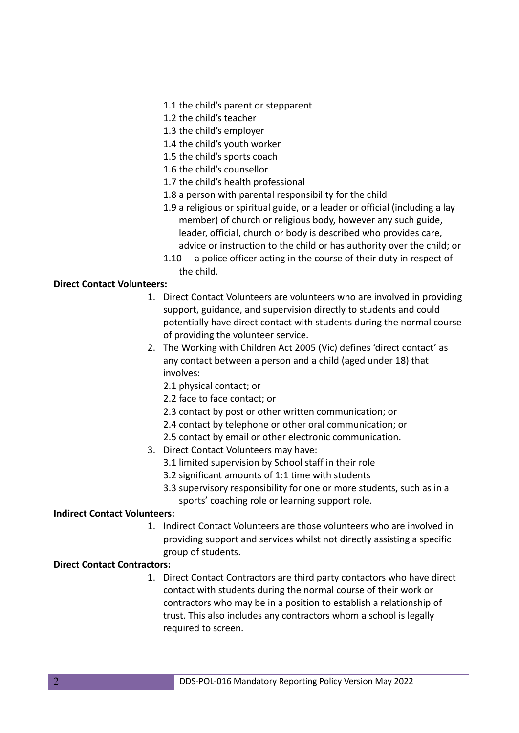1.1 the child's parent or stepparent
1.2 the child's teacher
1.3 the child's employer
1.4 the child's youth worker
1.5 the child's sports coach
1.6 the child's counsellor
1.7 the child's health professional
1.8 a person with parental responsibility for the child
1.9 a religious or spiritual guide, or a leader or official (including a lay member) of church or religious body, however any such guide, leader, official, church or body is described who provides care, advice or instruction to the child or has authority over the child; or
1.10 a police officer acting in the course of their duty in respect of the child.

**Direct Contact Volunteers:**

1. Direct Contact Volunteers are volunteers who are involved in providing support, guidance, and supervision directly to students and could potentially have direct contact with students during the normal course of providing the volunteer service.
2. The Working with Children Act 2005 (Vic) defines 'direct contact' as any contact between a person and a child (aged under 18) that involves:
   2.1 physical contact; or
   2.2 face to face contact; or
   2.3 contact by post or other written communication; or
   2.4 contact by telephone or other oral communication; or
   2.5 contact by email or other electronic communication.
3. Direct Contact Volunteers may have:
   3.1 limited supervision by School staff in their role
   3.2 significant amounts of 1:1 time with students
   3.3 supervisory responsibility for one or more students, such as in a sports' coaching role or learning support role.

**Indirect Contact Volunteers:**

1. Indirect Contact Volunteers are those volunteers who are involved in providing support and services whilst not directly assisting a specific group of students.

**Direct Contact Contractors:**

1. Direct Contact Contractors are third party contactors who have direct contact with students during the normal course of their work or contractors who may be in a position to establish a relationship of trust. This also includes any contractors whom a school is legally required to screen.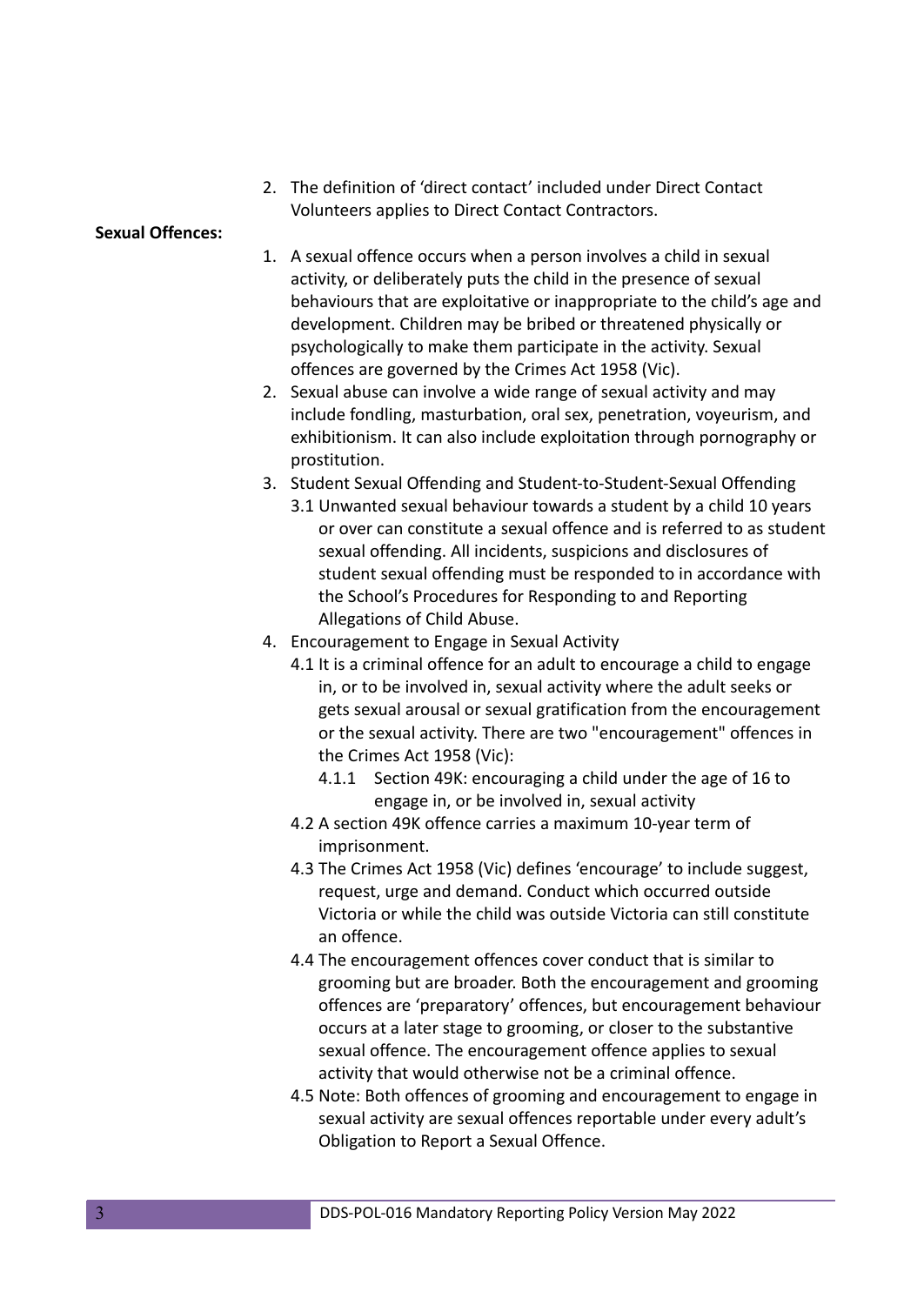2. The definition of 'direct contact' included under Direct Contact Volunteers applies to Direct Contact Contractors.

**Sexual Offences:**

1. A sexual offence occurs when a person involves a child in sexual activity, or deliberately puts the child in the presence of sexual behaviours that are exploitative or inappropriate to the child's age and development. Children may be bribed or threatened physically or psychologically to make them participate in the activity. Sexual offences are governed by the Crimes Act 1958 (Vic).
2. Sexual abuse can involve a wide range of sexual activity and may include fondling, masturbation, oral sex, penetration, voyeurism, and exhibitionism. It can also include exploitation through pornography or prostitution.
3. Student Sexual Offending and Student-to-Student-Sexual Offending
   3.1 Unwanted sexual behaviour towards a student by a child 10 years or over can constitute a sexual offence and is referred to as student sexual offending. All incidents, suspicions and disclosures of student sexual offending must be responded to in accordance with the School's Procedures for Responding to and Reporting Allegations of Child Abuse.
4. Encouragement to Engage in Sexual Activity
   4.1 It is a criminal offence for an adult to encourage a child to engage in, or to be involved in, sexual activity where the adult seeks or gets sexual arousal or sexual gratification from the encouragement or the sexual activity. There are two "encouragement" offences in the Crimes Act 1958 (Vic):
      4.1.1 Section 49K: encouraging a child under the age of 16 to engage in, or be involved in, sexual activity
   4.2 A section 49K offence carries a maximum 10-year term of imprisonment.
   4.3 The Crimes Act 1958 (Vic) defines 'encourage' to include suggest, request, urge and demand. Conduct which occurred outside Victoria or while the child was outside Victoria can still constitute an offence.
   4.4 The encouragement offences cover conduct that is similar to grooming but are broader. Both the encouragement and grooming offences are 'preparatory' offences, but encouragement behaviour occurs at a later stage to grooming, or closer to the substantive sexual offence. The encouragement offence applies to sexual activity that would otherwise not be a criminal offence.
   4.5 Note: Both offences of grooming and encouragement to engage in sexual activity are sexual offences reportable under every adult's Obligation to Report a Sexual Offence.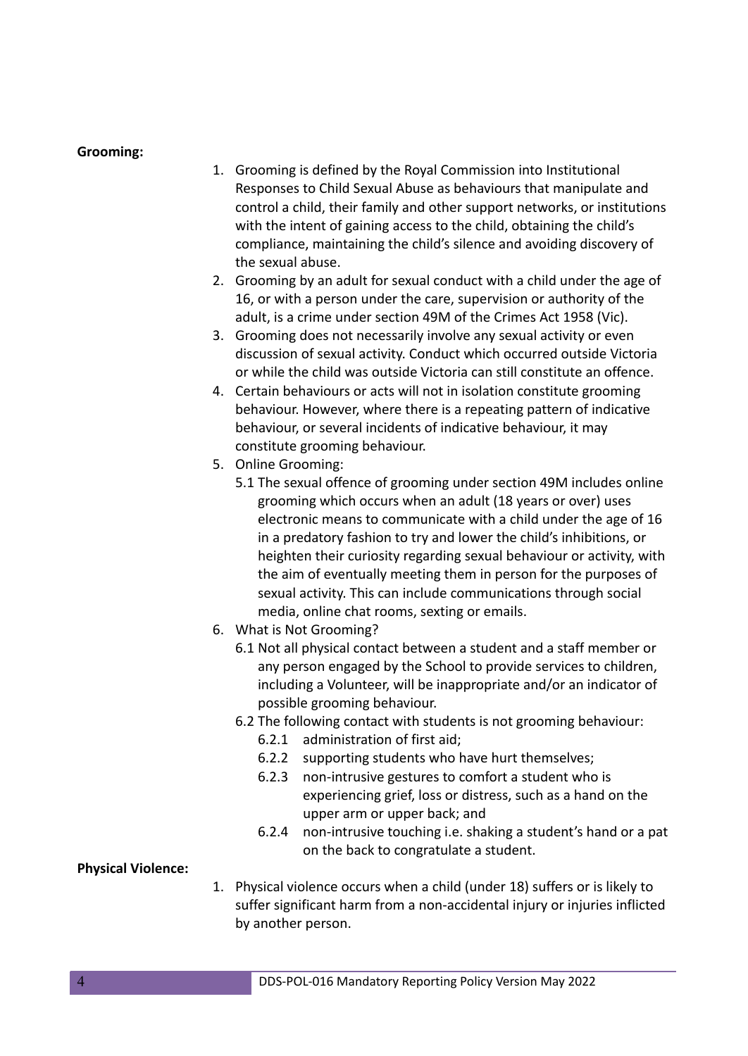**Grooming:**

1. Grooming is defined by the Royal Commission into Institutional Responses to Child Sexual Abuse as behaviours that manipulate and control a child, their family and other support networks, or institutions with the intent of gaining access to the child, obtaining the child's compliance, maintaining the child's silence and avoiding discovery of the sexual abuse.
2. Grooming by an adult for sexual conduct with a child under the age of 16, or with a person under the care, supervision or authority of the adult, is a crime under section 49M of the Crimes Act 1958 (Vic).
3. Grooming does not necessarily involve any sexual activity or even discussion of sexual activity. Conduct which occurred outside Victoria or while the child was outside Victoria can still constitute an offence.
4. Certain behaviours or acts will not in isolation constitute grooming behaviour. However, where there is a repeating pattern of indicative behaviour, or several incidents of indicative behaviour, it may constitute grooming behaviour.
5. Online Grooming:
   - 5.1 The sexual offence of grooming under section 49M includes online grooming which occurs when an adult (18 years or over) uses electronic means to communicate with a child under the age of 16 in a predatory fashion to try and lower the child's inhibitions, or heighten their curiosity regarding sexual behaviour or activity, with the aim of eventually meeting them in person for the purposes of sexual activity. This can include communications through social media, online chat rooms, sexting or emails.
6. What is Not Grooming?
   - 6.1 Not all physical contact between a student and a staff member or any person engaged by the School to provide services to children, including a Volunteer, will be inappropriate and/or an indicator of possible grooming behaviour.
   - 6.2 The following contact with students is not grooming behaviour:
     - 6.2.1 administration of first aid;
     - 6.2.2 supporting students who have hurt themselves;
     - 6.2.3 non-intrusive gestures to comfort a student who is experiencing grief, loss or distress, such as a hand on the upper arm or upper back; and
     - 6.2.4 non-intrusive touching i.e. shaking a student's hand or a pat on the back to congratulate a student.

**Physical Violence:**

1. Physical violence occurs when a child (under 18) suffers or is likely to suffer significant harm from a non-accidental injury or injuries inflicted by another person.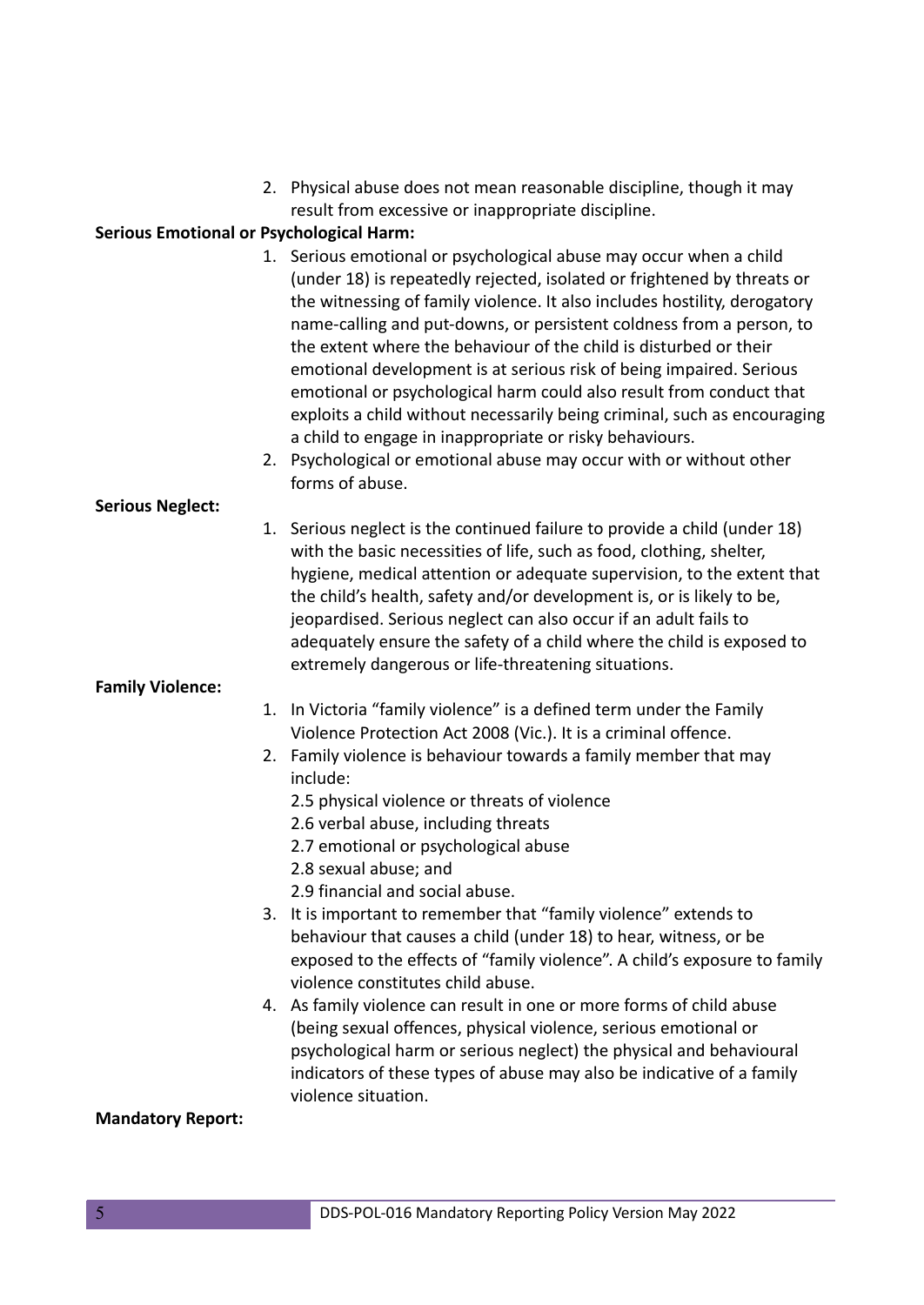2. Physical abuse does not mean reasonable discipline, though it may result from excessive or inappropriate discipline.

**Serious Emotional or Psychological Harm:**

1. Serious emotional or psychological abuse may occur when a child (under 18) is repeatedly rejected, isolated or frightened by threats or the witnessing of family violence. It also includes hostility, derogatory name-calling and put-downs, or persistent coldness from a person, to the extent where the behaviour of the child is disturbed or their emotional development is at serious risk of being impaired. Serious emotional or psychological harm could also result from conduct that exploits a child without necessarily being criminal, such as encouraging a child to engage in inappropriate or risky behaviours.
2. Psychological or emotional abuse may occur with or without other forms of abuse.

**Serious Neglect:**

1. Serious neglect is the continued failure to provide a child (under 18) with the basic necessities of life, such as food, clothing, shelter, hygiene, medical attention or adequate supervision, to the extent that the child's health, safety and/or development is, or is likely to be, jeopardised. Serious neglect can also occur if an adult fails to adequately ensure the safety of a child where the child is exposed to extremely dangerous or life-threatening situations.

**Family Violence:**

1. In Victoria "family violence" is a defined term under the Family Violence Protection Act 2008 (Vic.). It is a criminal offence.
2. Family violence is behaviour towards a family member that may include:
   2.5 physical violence or threats of violence
   2.6 verbal abuse, including threats
   2.7 emotional or psychological abuse
   2.8 sexual abuse; and
   2.9 financial and social abuse.
3. It is important to remember that "family violence" extends to behaviour that causes a child (under 18) to hear, witness, or be exposed to the effects of "family violence". A child's exposure to family violence constitutes child abuse.
4. As family violence can result in one or more forms of child abuse (being sexual offences, physical violence, serious emotional or psychological harm or serious neglect) the physical and behavioural indicators of these types of abuse may also be indicative of a family violence situation.

**Mandatory Report:**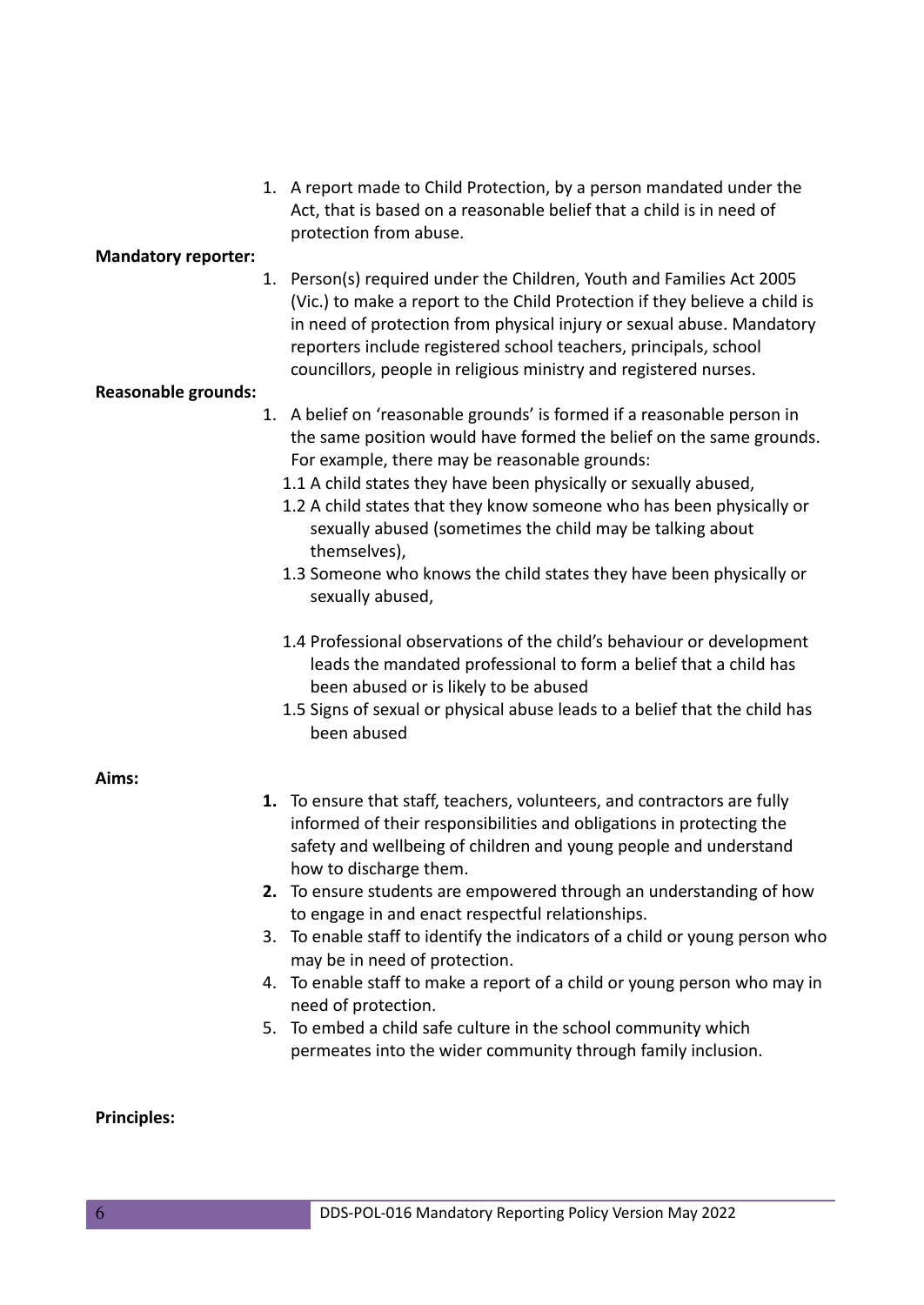1. A report made to Child Protection, by a person mandated under the Act, that is based on a reasonable belief that a child is in need of protection from abuse.

**Mandatory reporter:**

1. Person(s) required under the Children, Youth and Families Act 2005 (Vic.) to make a report to the Child Protection if they believe a child is in need of protection from physical injury or sexual abuse. Mandatory reporters include registered school teachers, principals, school councillors, people in religious ministry and registered nurses.

**Reasonable grounds:**

1. A belief on 'reasonable grounds' is formed if a reasonable person in the same position would have formed the belief on the same grounds. For example, there may be reasonable grounds:
   - 1.1 A child states they have been physically or sexually abused,
   - 1.2 A child states that they know someone who has been physically or sexually abused (sometimes the child may be talking about themselves),
   - 1.3 Someone who knows the child states they have been physically or sexually abused,
   - 1.4 Professional observations of the child's behaviour or development leads the mandated professional to form a belief that a child has been abused or is likely to be abused
   - 1.5 Signs of sexual or physical abuse leads to a belief that the child has been abused

**Aims:**

1. To ensure that staff, teachers, volunteers, and contractors are fully informed of their responsibilities and obligations in protecting the safety and wellbeing of children and young people and understand how to discharge them.
2. To ensure students are empowered through an understanding of how to engage in and enact respectful relationships.
3. To enable staff to identify the indicators of a child or young person who may be in need of protection.
4. To enable staff to make a report of a child or young person who may in need of protection.
5. To embed a child safe culture in the school community which permeates into the wider community through family inclusion.

**Principles:**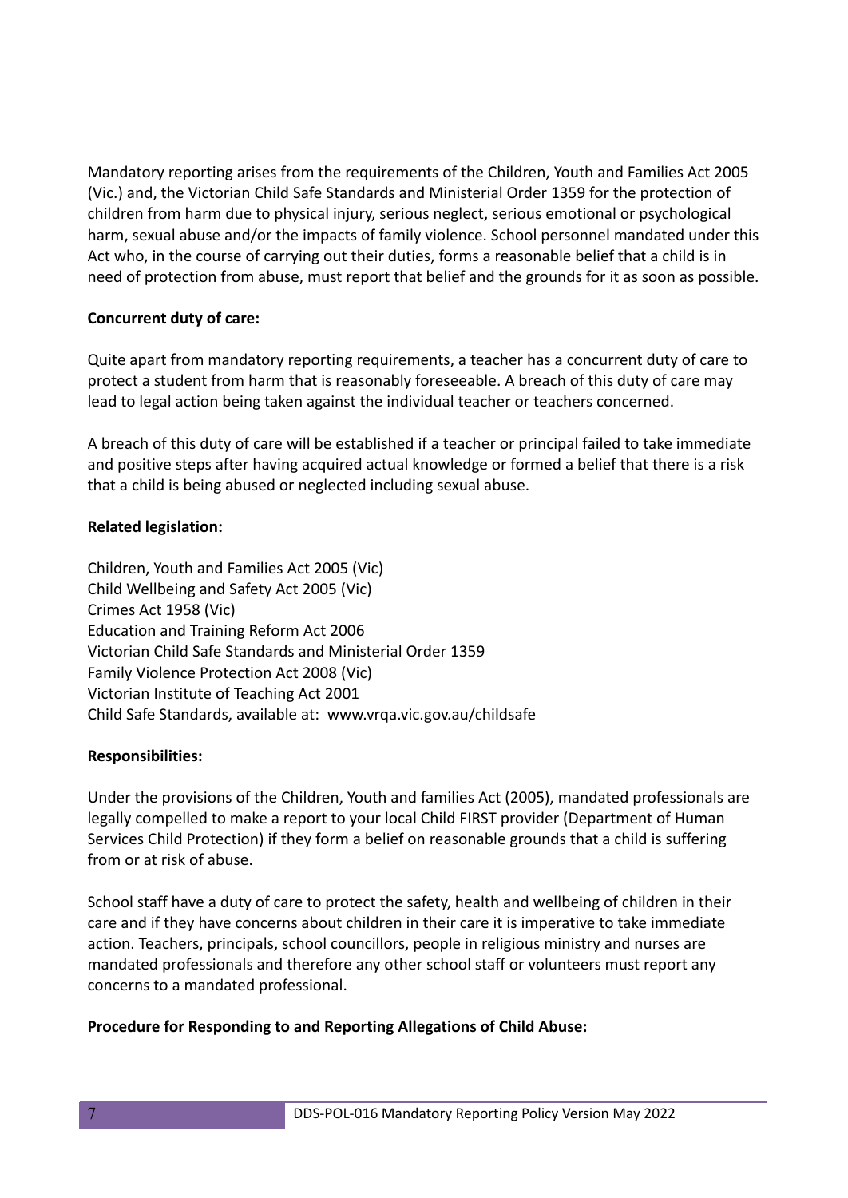Mandatory reporting arises from the requirements of the Children, Youth and Families Act 2005 (Vic.) and, the Victorian Child Safe Standards and Ministerial Order 1359 for the protection of children from harm due to physical injury, serious neglect, serious emotional or psychological harm, sexual abuse and/or the impacts of family violence. School personnel mandated under this Act who, in the course of carrying out their duties, forms a reasonable belief that a child is in need of protection from abuse, must report that belief and the grounds for it as soon as possible.

**Concurrent duty of care:**

Quite apart from mandatory reporting requirements, a teacher has a concurrent duty of care to protect a student from harm that is reasonably foreseeable. A breach of this duty of care may lead to legal action being taken against the individual teacher or teachers concerned.

A breach of this duty of care will be established if a teacher or principal failed to take immediate and positive steps after having acquired actual knowledge or formed a belief that there is a risk that a child is being abused or neglected including sexual abuse.

**Related legislation:**

Children, Youth and Families Act 2005 (Vic)
Child Wellbeing and Safety Act 2005 (Vic)
Crimes Act 1958 (Vic)
Education and Training Reform Act 2006
Victorian Child Safe Standards and Ministerial Order 1359
Family Violence Protection Act 2008 (Vic)
Victorian Institute of Teaching Act 2001
Child Safe Standards, available at: www.vrqa.vic.gov.au/childsafe

**Responsibilities:**

Under the provisions of the Children, Youth and families Act (2005), mandated professionals are legally compelled to make a report to your local Child FIRST provider (Department of Human Services Child Protection) if they form a belief on reasonable grounds that a child is suffering from or at risk of abuse.

School staff have a duty of care to protect the safety, health and wellbeing of children in their care and if they have concerns about children in their care it is imperative to take immediate action. Teachers, principals, school councillors, people in religious ministry and nurses are mandated professionals and therefore any other school staff or volunteers must report any concerns to a mandated professional.

**Procedure for Responding to and Reporting Allegations of Child Abuse:**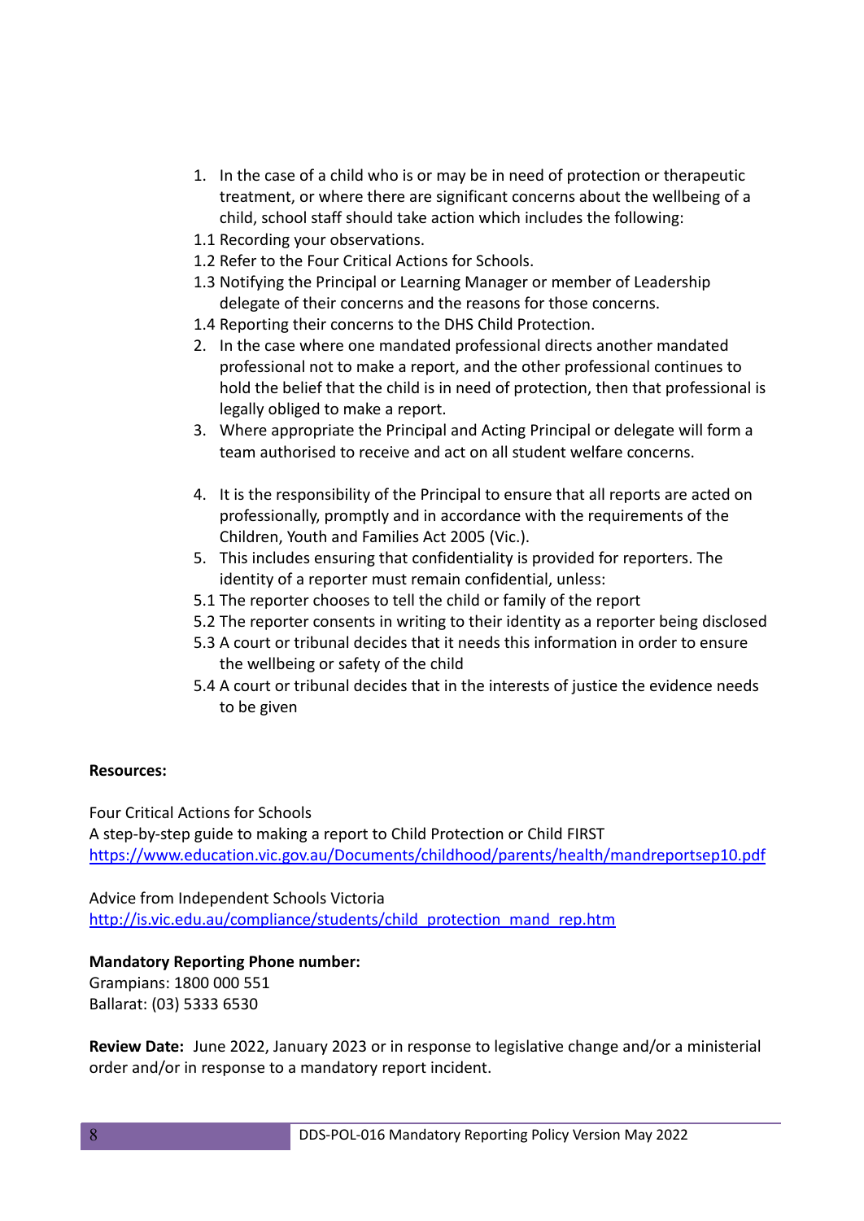1. In the case of a child who is or may be in need of protection or therapeutic treatment, or where there are significant concerns about the wellbeing of a child, school staff should take action which includes the following:

1.1 Recording your observations.

1.2 Refer to the Four Critical Actions for Schools.

1.3 Notifying the Principal or Learning Manager or member of Leadership delegate of their concerns and the reasons for those concerns.

1.4 Reporting their concerns to the DHS Child Protection.

2. In the case where one mandated professional directs another mandated professional not to make a report, and the other professional continues to hold the belief that the child is in need of protection, then that professional is legally obliged to make a report.
3. Where appropriate the Principal and Acting Principal or delegate will form a team authorised to receive and act on all student welfare concerns.
4. It is the responsibility of the Principal to ensure that all reports are acted on professionally, promptly and in accordance with the requirements of the Children, Youth and Families Act 2005 (Vic.).
5. This includes ensuring that confidentiality is provided for reporters. The identity of a reporter must remain confidential, unless:

5.1 The reporter chooses to tell the child or family of the report

5.2 The reporter consents in writing to their identity as a reporter being disclosed

5.3 A court or tribunal decides that it needs this information in order to ensure the wellbeing or safety of the child

5.4 A court or tribunal decides that in the interests of justice the evidence needs to be given

**Resources:**

Four Critical Actions for Schools
A step-by-step guide to making a report to Child Protection or Child FIRST
https://www.education.vic.gov.au/Documents/childhood/parents/health/mandreportsep10.pdf

Advice from Independent Schools Victoria
http://is.vic.edu.au/compliance/students/child_protection_mand_rep.htm

**Mandatory Reporting Phone number:**
Grampians: 1800 000 551
Ballarat: (03) 5333 6530

**Review Date:** June 2022, January 2023 or in response to legislative change and/or a ministerial order and/or in response to a mandatory report incident.